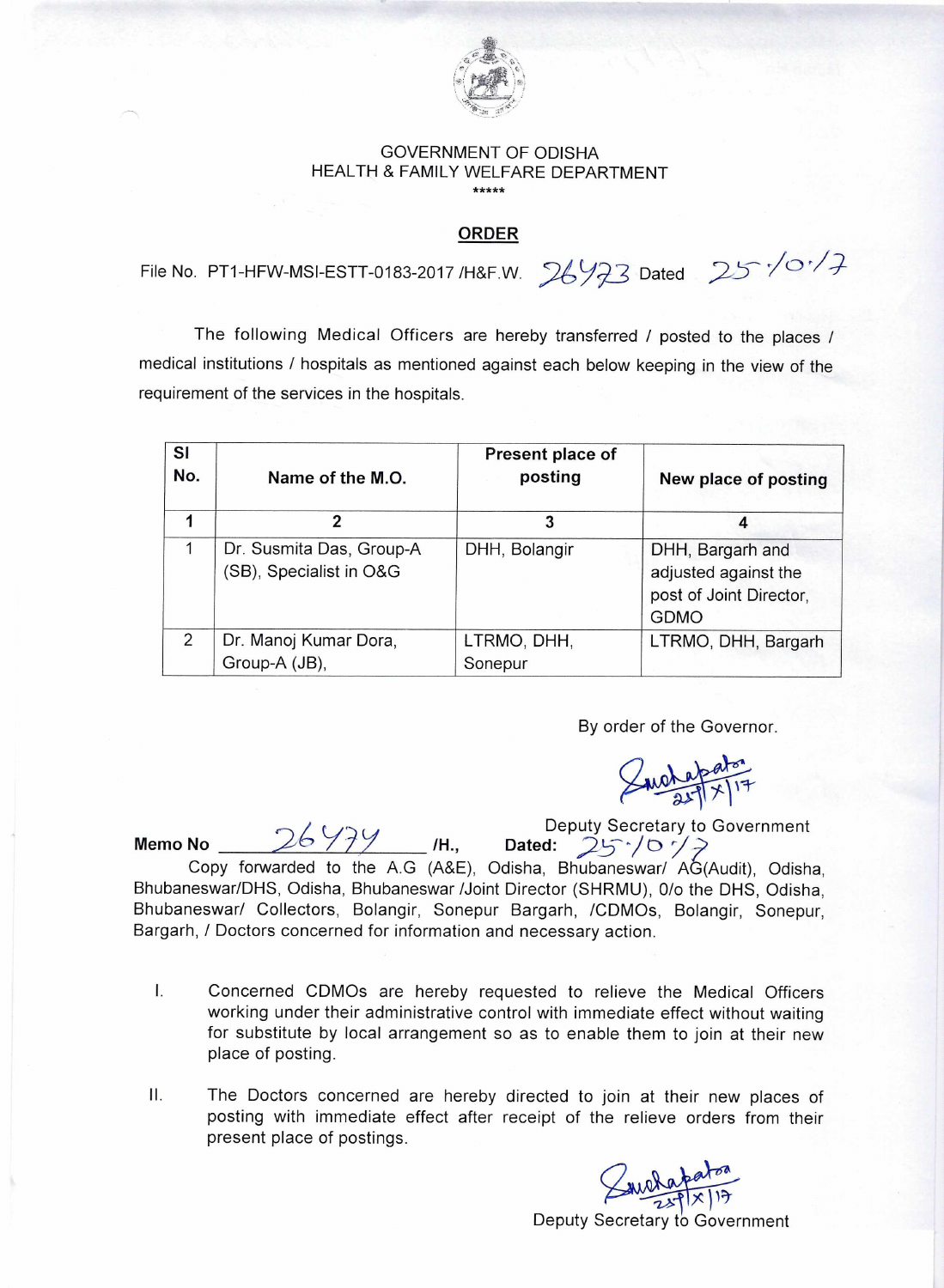GOVERNMENT OF ODISHA
HEALTH & FAMILY WELFARE DEPARTMENT
\*\*\*\*\*

## ORDER

File No. PT1-HFW-MSI-ESTT-0183-2017 /H&F.W. 26423 Dated 25/10/17

The following Medical Officers are hereby transferred / posted to the places / medical institutions / hospitals as mentioned against each below keeping in the view of the requirement of the services in the hospitals.

| Sl No. | Name of the M.O. | Present place of posting | New place of posting |
|---|---|---|---|
| 1 | 2 | 3 | 4 |
| 1 | Dr. Susmita Das, Group-A (SB), Specialist in O&G | DHH, Bolangir | DHH, Bargarh and adjusted against the post of Joint Director, GDMO |
| 2 | Dr. Manoj Kumar Dora, Group-A (JB), | LTRMO, DHH, Sonepur | LTRMO, DHH, Bargarh |

By order of the Governor.

Sd/- 25/X/17
Deputy Secretary to Government

**Memo No** 26424 /H., **Dated:** 25/10/17

Copy forwarded to the A.G (A&E), Odisha, Bhubaneswar/ AG(Audit), Odisha, Bhubaneswar/DHS, Odisha, Bhubaneswar /Joint Director (SHRMU), 0/o the DHS, Odisha, Bhubaneswar/ Collectors, Bolangir, Sonepur Bargarh, /CDMOs, Bolangir, Sonepur, Bargarh, / Doctors concerned for information and necessary action.

I. Concerned CDMOs are hereby requested to relieve the Medical Officers working under their administrative control with immediate effect without waiting for substitute by local arrangement so as to enable them to join at their new place of posting.

II. The Doctors concerned are hereby directed to join at their new places of posting with immediate effect after receipt of the relieve orders from their present place of postings.

Sd/- 25/X/17
Deputy Secretary to Government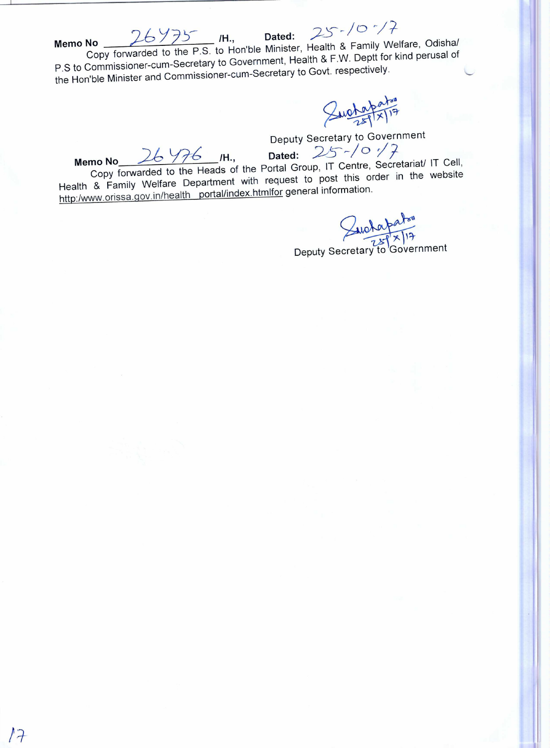**Memo No** 26475 **/H.,** **Dated:** 25-10-17

Copy forwarded to the P.S. to Hon'ble Minister, Health & Family Welfare, Odisha/ P.S to Commissioner-cum-Secretary to Government, Health & F.W. Deptt for kind perusal of the Hon'ble Minister and Commissioner-cum-Secretary to Govt. respectively.

Sd/- 25/X/17

Deputy Secretary to Government

**Memo No** 26476 **/H.,** **Dated:** 25-10-17

Copy forwarded to the Heads of the Portal Group, IT Centre, Secretariat/ IT Cell, Health & Family Welfare Department with request to post this order in the website http:/www.orissa.gov.in/health_portal/index.htmlfor general information.

Sd/- 25/X/17

Deputy Secretary to Government